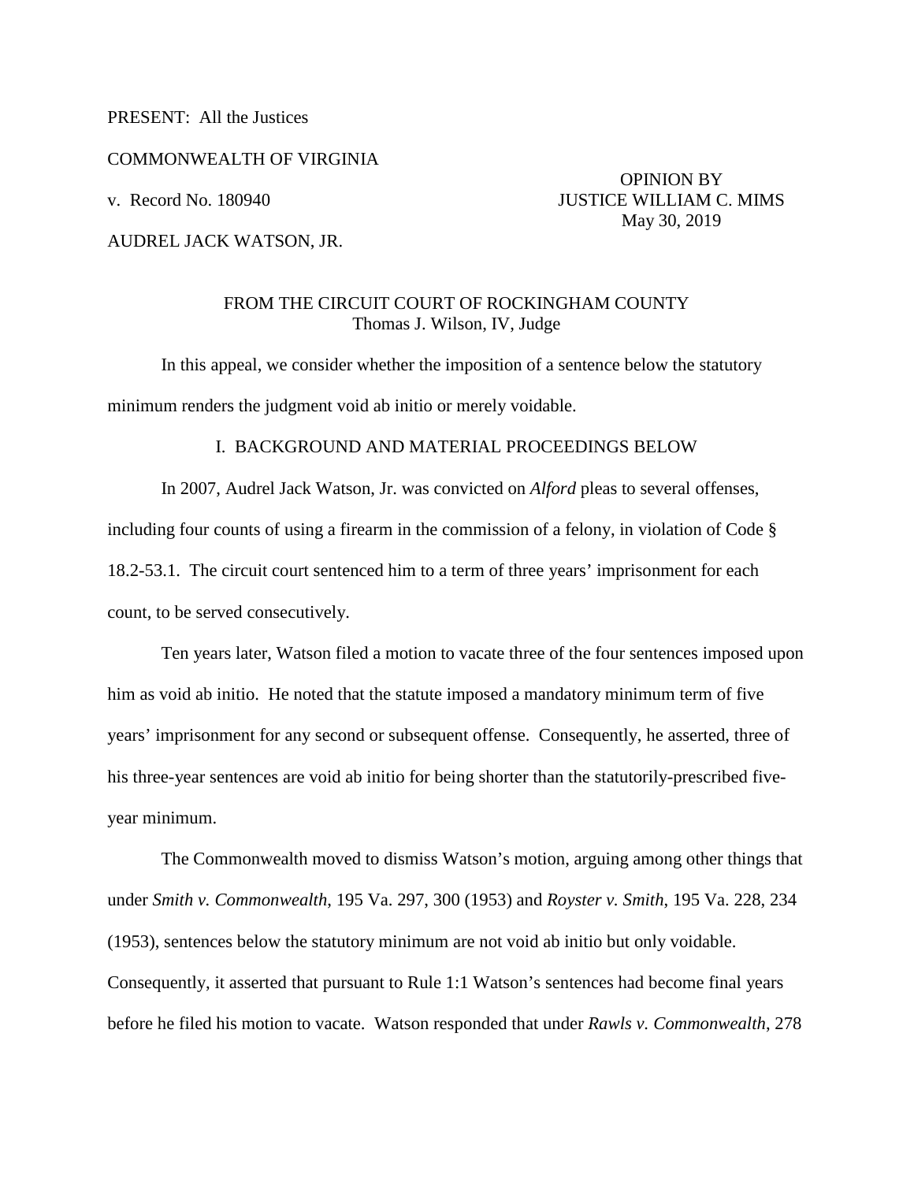PRESENT: All the Justices

COMMONWEALTH OF VIRGINIA

v. Record No. 180940

AUDREL JACK WATSON, JR.

OPINION BY
JUSTICE WILLIAM C. MIMS
May 30, 2019

FROM THE CIRCUIT COURT OF ROCKINGHAM COUNTY
Thomas J. Wilson, IV, Judge

In this appeal, we consider whether the imposition of a sentence below the statutory minimum renders the judgment void ab initio or merely voidable.

## I. BACKGROUND AND MATERIAL PROCEEDINGS BELOW

In 2007, Audrel Jack Watson, Jr. was convicted on *Alford* pleas to several offenses, including four counts of using a firearm in the commission of a felony, in violation of Code § 18.2-53.1. The circuit court sentenced him to a term of three years' imprisonment for each count, to be served consecutively.

Ten years later, Watson filed a motion to vacate three of the four sentences imposed upon him as void ab initio. He noted that the statute imposed a mandatory minimum term of five years' imprisonment for any second or subsequent offense. Consequently, he asserted, three of his three-year sentences are void ab initio for being shorter than the statutorily-prescribed five-year minimum.

The Commonwealth moved to dismiss Watson's motion, arguing among other things that under *Smith v. Commonwealth*, 195 Va. 297, 300 (1953) and *Royster v. Smith*, 195 Va. 228, 234 (1953), sentences below the statutory minimum are not void ab initio but only voidable. Consequently, it asserted that pursuant to Rule 1:1 Watson's sentences had become final years before he filed his motion to vacate. Watson responded that under *Rawls v. Commonwealth*, 278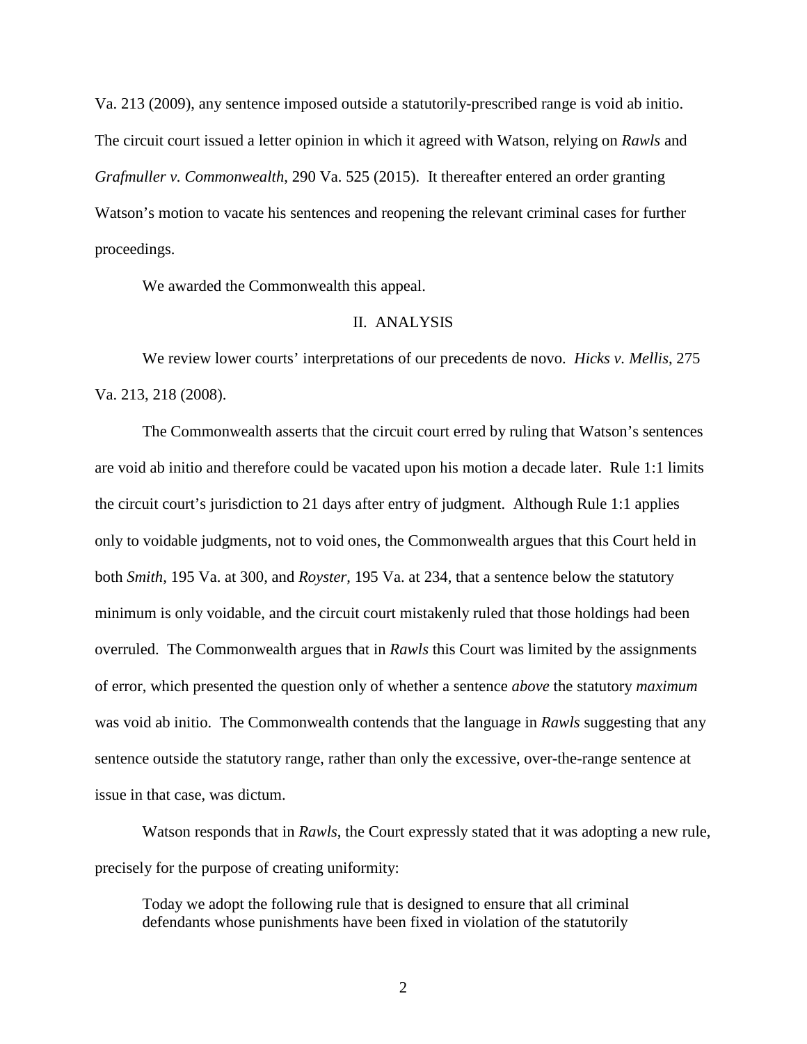Va. 213 (2009), any sentence imposed outside a statutorily-prescribed range is void ab initio. The circuit court issued a letter opinion in which it agreed with Watson, relying on *Rawls* and *Grafmuller v. Commonwealth*, 290 Va. 525 (2015). It thereafter entered an order granting Watson's motion to vacate his sentences and reopening the relevant criminal cases for further proceedings.

We awarded the Commonwealth this appeal.

## II. ANALYSIS

We review lower courts' interpretations of our precedents de novo. *Hicks v. Mellis*, 275 Va. 213, 218 (2008).

The Commonwealth asserts that the circuit court erred by ruling that Watson's sentences are void ab initio and therefore could be vacated upon his motion a decade later. Rule 1:1 limits the circuit court's jurisdiction to 21 days after entry of judgment. Although Rule 1:1 applies only to voidable judgments, not to void ones, the Commonwealth argues that this Court held in both *Smith*, 195 Va. at 300, and *Royster*, 195 Va. at 234, that a sentence below the statutory minimum is only voidable, and the circuit court mistakenly ruled that those holdings had been overruled. The Commonwealth argues that in *Rawls* this Court was limited by the assignments of error, which presented the question only of whether a sentence *above* the statutory *maximum* was void ab initio. The Commonwealth contends that the language in *Rawls* suggesting that any sentence outside the statutory range, rather than only the excessive, over-the-range sentence at issue in that case, was dictum.

Watson responds that in *Rawls*, the Court expressly stated that it was adopting a new rule, precisely for the purpose of creating uniformity:

> Today we adopt the following rule that is designed to ensure that all criminal defendants whose punishments have been fixed in violation of the statutorily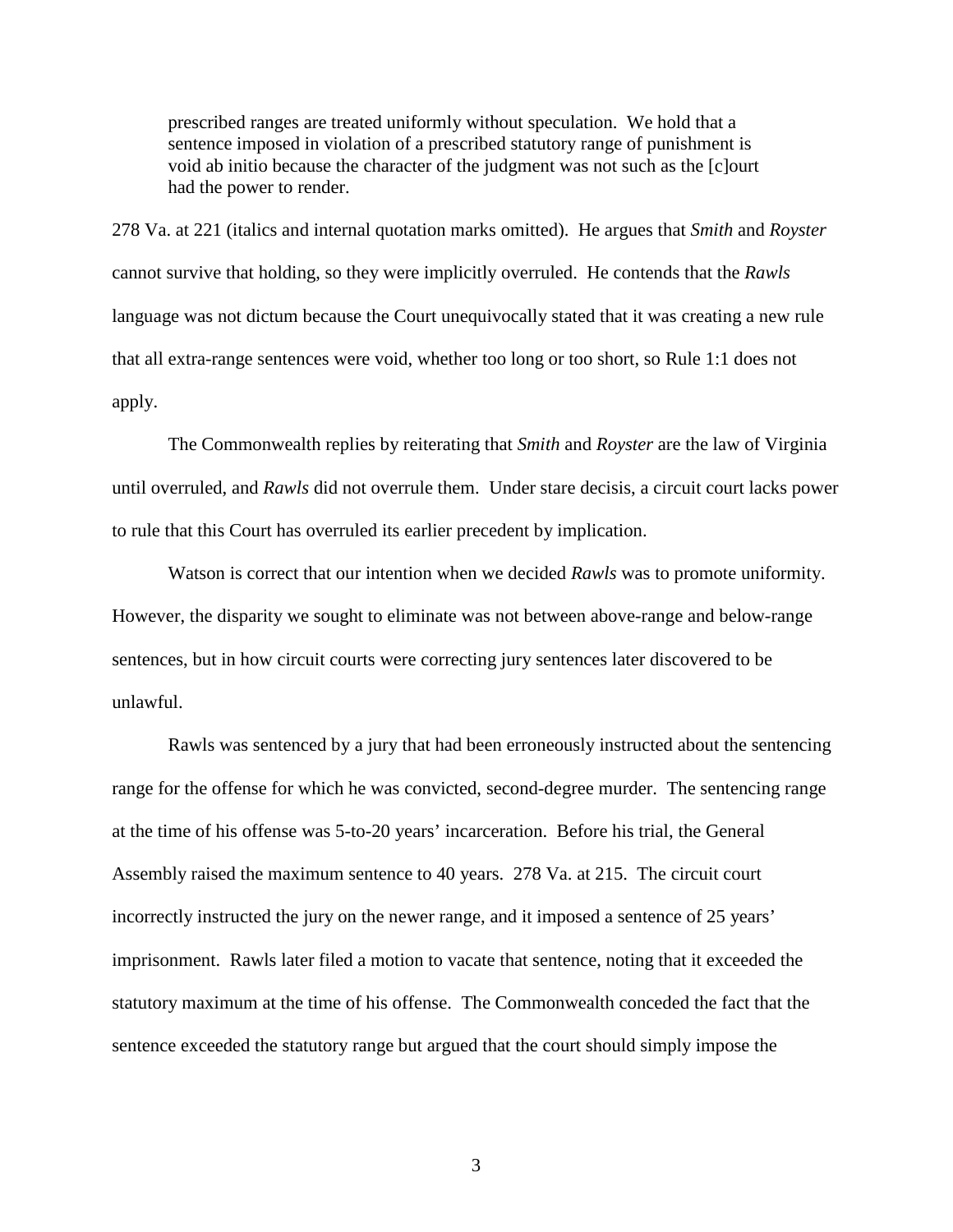> prescribed ranges are treated uniformly without speculation. We hold that a sentence imposed in violation of a prescribed statutory range of punishment is void ab initio because the character of the judgment was not such as the [c]ourt had the power to render.

278 Va. at 221 (italics and internal quotation marks omitted). He argues that *Smith* and *Royster* cannot survive that holding, so they were implicitly overruled. He contends that the *Rawls* language was not dictum because the Court unequivocally stated that it was creating a new rule that all extra-range sentences were void, whether too long or too short, so Rule 1:1 does not apply.

The Commonwealth replies by reiterating that *Smith* and *Royster* are the law of Virginia until overruled, and *Rawls* did not overrule them. Under stare decisis, a circuit court lacks power to rule that this Court has overruled its earlier precedent by implication.

Watson is correct that our intention when we decided *Rawls* was to promote uniformity. However, the disparity we sought to eliminate was not between above-range and below-range sentences, but in how circuit courts were correcting jury sentences later discovered to be unlawful.

Rawls was sentenced by a jury that had been erroneously instructed about the sentencing range for the offense for which he was convicted, second-degree murder. The sentencing range at the time of his offense was 5-to-20 years' incarceration. Before his trial, the General Assembly raised the maximum sentence to 40 years. 278 Va. at 215. The circuit court incorrectly instructed the jury on the newer range, and it imposed a sentence of 25 years' imprisonment. Rawls later filed a motion to vacate that sentence, noting that it exceeded the statutory maximum at the time of his offense. The Commonwealth conceded the fact that the sentence exceeded the statutory range but argued that the court should simply impose the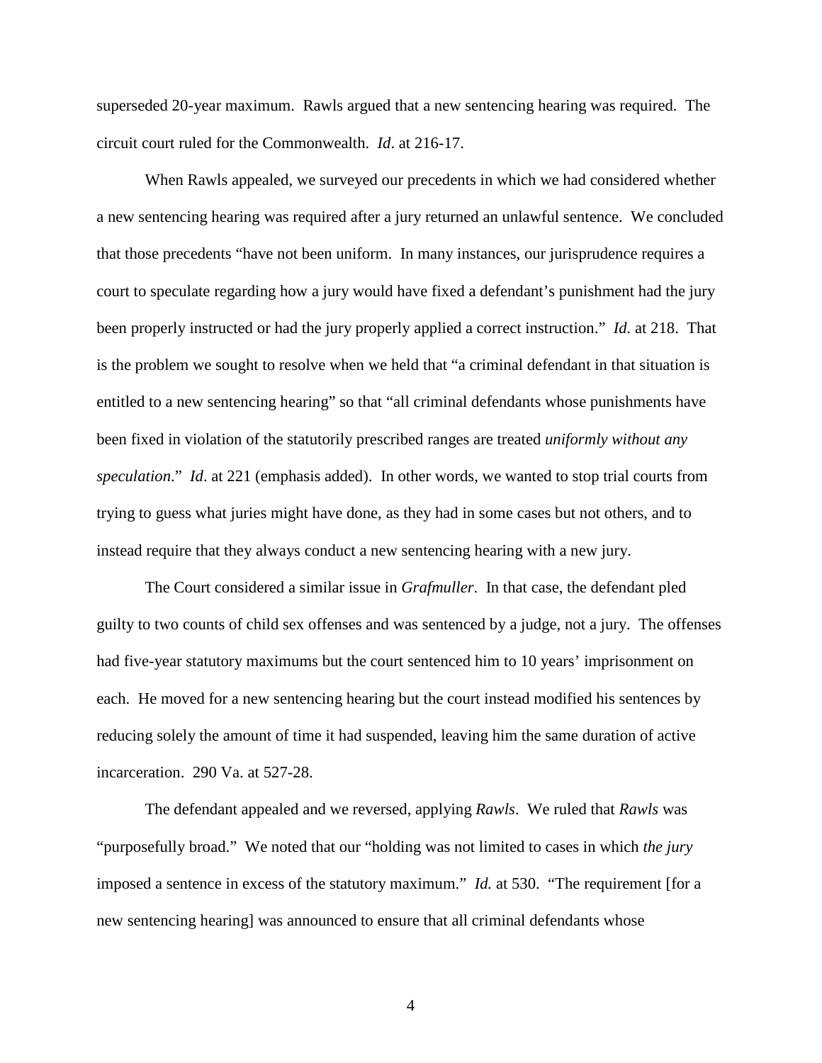superseded 20-year maximum. Rawls argued that a new sentencing hearing was required. The circuit court ruled for the Commonwealth. *Id*. at 216-17.

When Rawls appealed, we surveyed our precedents in which we had considered whether a new sentencing hearing was required after a jury returned an unlawful sentence. We concluded that those precedents "have not been uniform. In many instances, our jurisprudence requires a court to speculate regarding how a jury would have fixed a defendant's punishment had the jury been properly instructed or had the jury properly applied a correct instruction." *Id.* at 218. That is the problem we sought to resolve when we held that "a criminal defendant in that situation is entitled to a new sentencing hearing" so that "all criminal defendants whose punishments have been fixed in violation of the statutorily prescribed ranges are treated *uniformly without any speculation*." *Id*. at 221 (emphasis added). In other words, we wanted to stop trial courts from trying to guess what juries might have done, as they had in some cases but not others, and to instead require that they always conduct a new sentencing hearing with a new jury.

The Court considered a similar issue in *Grafmuller*. In that case, the defendant pled guilty to two counts of child sex offenses and was sentenced by a judge, not a jury. The offenses had five-year statutory maximums but the court sentenced him to 10 years' imprisonment on each. He moved for a new sentencing hearing but the court instead modified his sentences by reducing solely the amount of time it had suspended, leaving him the same duration of active incarceration. 290 Va. at 527-28.

The defendant appealed and we reversed, applying *Rawls*. We ruled that *Rawls* was "purposefully broad." We noted that our "holding was not limited to cases in which *the jury* imposed a sentence in excess of the statutory maximum." *Id.* at 530. "The requirement [for a new sentencing hearing] was announced to ensure that all criminal defendants whose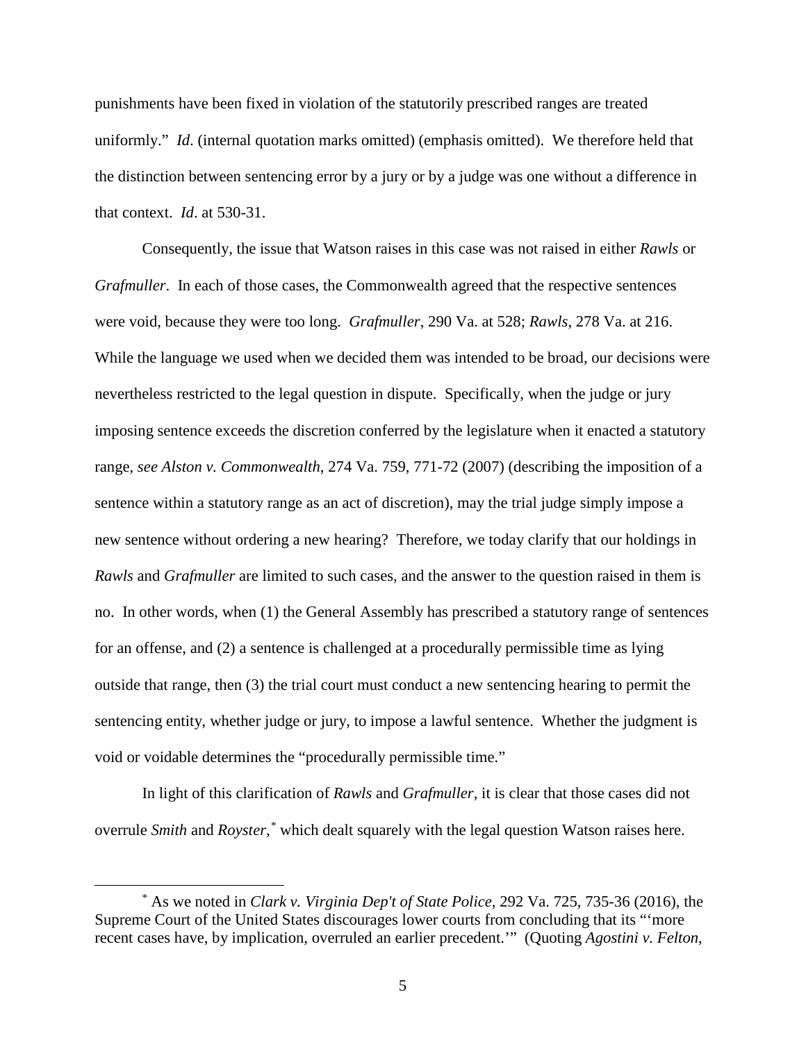punishments have been fixed in violation of the statutorily prescribed ranges are treated uniformly." *Id*. (internal quotation marks omitted) (emphasis omitted). We therefore held that the distinction between sentencing error by a jury or by a judge was one without a difference in that context. *Id*. at 530-31.

Consequently, the issue that Watson raises in this case was not raised in either *Rawls* or *Grafmuller*. In each of those cases, the Commonwealth agreed that the respective sentences were void, because they were too long. *Grafmuller*, 290 Va. at 528; *Rawls*, 278 Va. at 216. While the language we used when we decided them was intended to be broad, our decisions were nevertheless restricted to the legal question in dispute. Specifically, when the judge or jury imposing sentence exceeds the discretion conferred by the legislature when it enacted a statutory range, *see Alston v. Commonwealth*, 274 Va. 759, 771-72 (2007) (describing the imposition of a sentence within a statutory range as an act of discretion), may the trial judge simply impose a new sentence without ordering a new hearing? Therefore, we today clarify that our holdings in *Rawls* and *Grafmuller* are limited to such cases, and the answer to the question raised in them is no. In other words, when (1) the General Assembly has prescribed a statutory range of sentences for an offense, and (2) a sentence is challenged at a procedurally permissible time as lying outside that range, then (3) the trial court must conduct a new sentencing hearing to permit the sentencing entity, whether judge or jury, to impose a lawful sentence. Whether the judgment is void or voidable determines the "procedurally permissible time."

In light of this clarification of *Rawls* and *Grafmuller*, it is clear that those cases did not overrule *Smith* and *Royster*,[*] which dealt squarely with the legal question Watson raises here.

---

[*] As we noted in *Clark v. Virginia Dep't of State Police*, 292 Va. 725, 735-36 (2016), the Supreme Court of the United States discourages lower courts from concluding that its "'more recent cases have, by implication, overruled an earlier precedent.'" (Quoting *Agostini v. Felton*,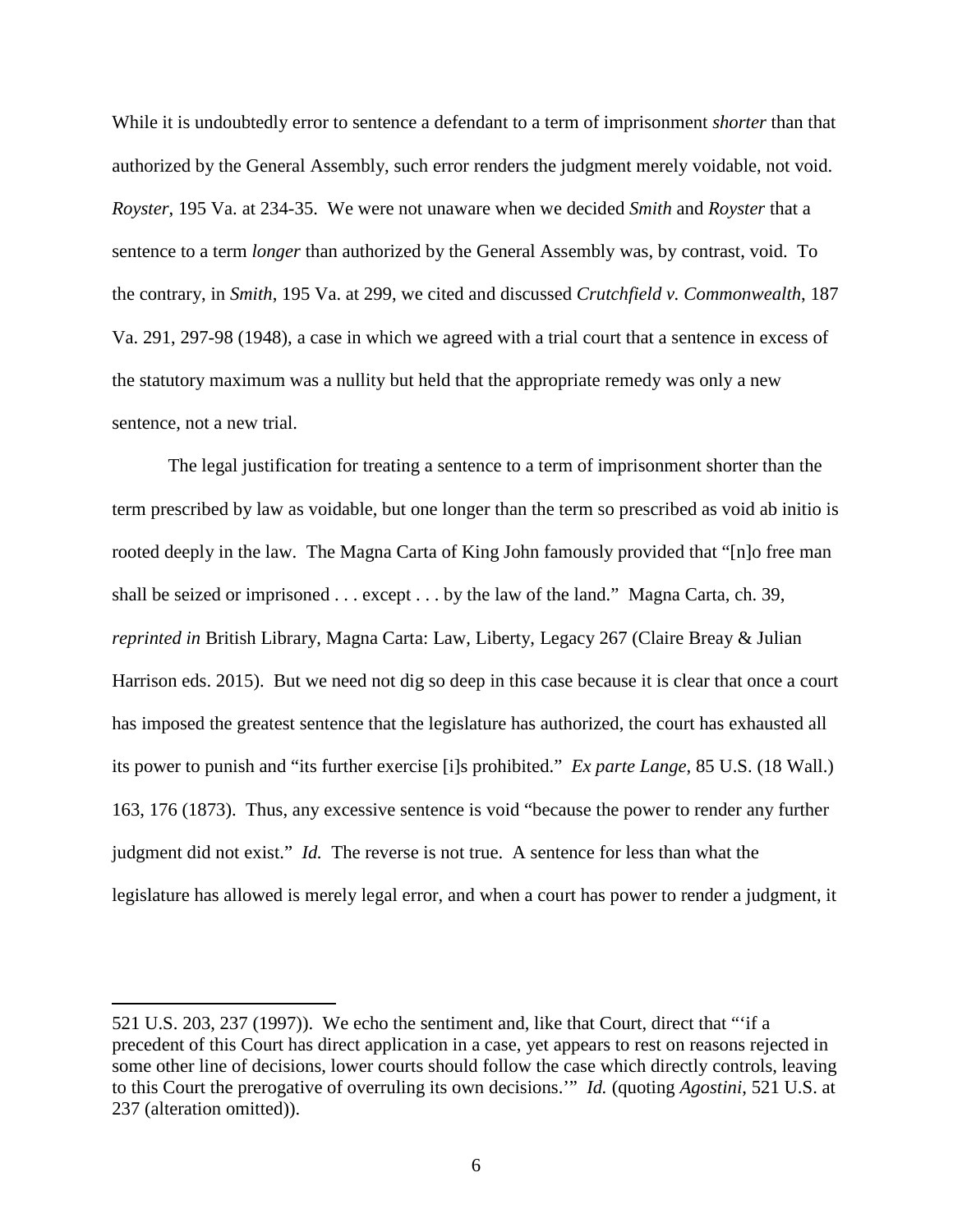While it is undoubtedly error to sentence a defendant to a term of imprisonment *shorter* than that authorized by the General Assembly, such error renders the judgment merely voidable, not void. *Royster*, 195 Va. at 234-35. We were not unaware when we decided *Smith* and *Royster* that a sentence to a term *longer* than authorized by the General Assembly was, by contrast, void. To the contrary, in *Smith*, 195 Va. at 299, we cited and discussed *Crutchfield v. Commonwealth*, 187 Va. 291, 297-98 (1948), a case in which we agreed with a trial court that a sentence in excess of the statutory maximum was a nullity but held that the appropriate remedy was only a new sentence, not a new trial.

The legal justification for treating a sentence to a term of imprisonment shorter than the term prescribed by law as voidable, but one longer than the term so prescribed as void ab initio is rooted deeply in the law. The Magna Carta of King John famously provided that "[n]o free man shall be seized or imprisoned . . . except . . . by the law of the land." Magna Carta, ch. 39, *reprinted in* British Library, Magna Carta: Law, Liberty, Legacy 267 (Claire Breay & Julian Harrison eds. 2015). But we need not dig so deep in this case because it is clear that once a court has imposed the greatest sentence that the legislature has authorized, the court has exhausted all its power to punish and "its further exercise [i]s prohibited." *Ex parte Lange*, 85 U.S. (18 Wall.) 163, 176 (1873). Thus, any excessive sentence is void "because the power to render any further judgment did not exist." *Id.* The reverse is not true. A sentence for less than what the legislature has allowed is merely legal error, and when a court has power to render a judgment, it

---

521 U.S. 203, 237 (1997)). We echo the sentiment and, like that Court, direct that "'if a precedent of this Court has direct application in a case, yet appears to rest on reasons rejected in some other line of decisions, lower courts should follow the case which directly controls, leaving to this Court the prerogative of overruling its own decisions.'" *Id.* (quoting *Agostini*, 521 U.S. at 237 (alteration omitted)).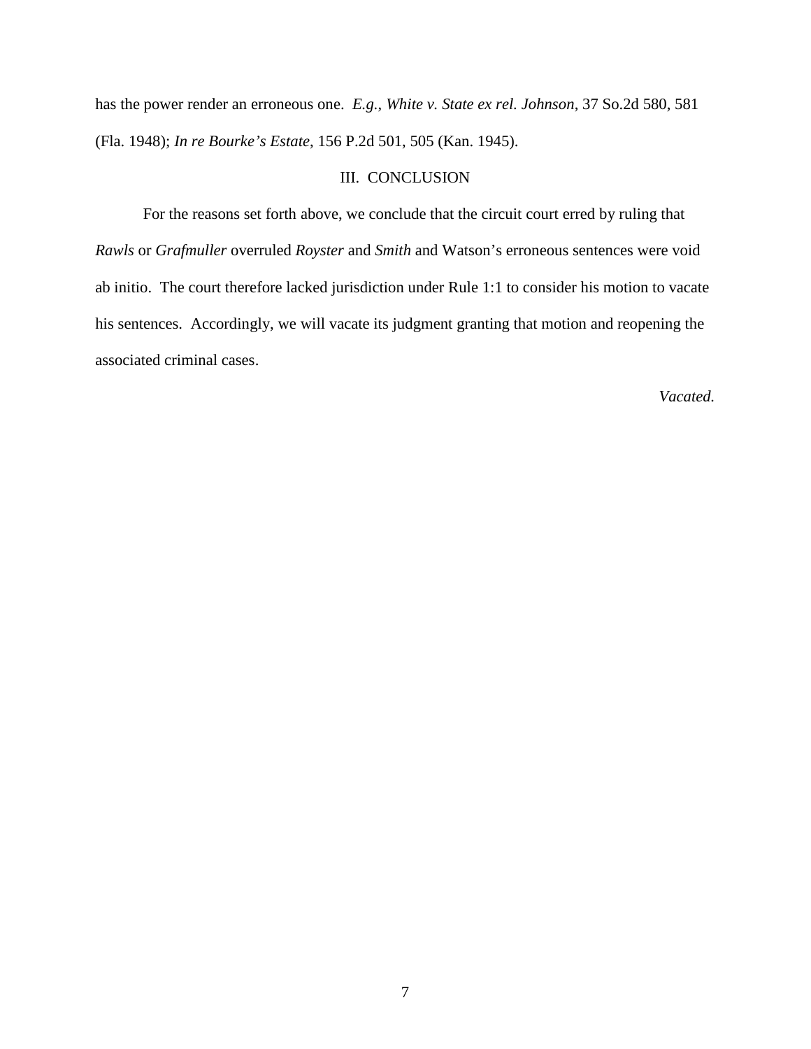has the power render an erroneous one. *E.g.*, *White v. State ex rel. Johnson*, 37 So.2d 580, 581 (Fla. 1948); *In re Bourke's Estate*, 156 P.2d 501, 505 (Kan. 1945).

## III. CONCLUSION

For the reasons set forth above, we conclude that the circuit court erred by ruling that *Rawls* or *Grafmuller* overruled *Royster* and *Smith* and Watson's erroneous sentences were void ab initio. The court therefore lacked jurisdiction under Rule 1:1 to consider his motion to vacate his sentences. Accordingly, we will vacate its judgment granting that motion and reopening the associated criminal cases.

*Vacated.*